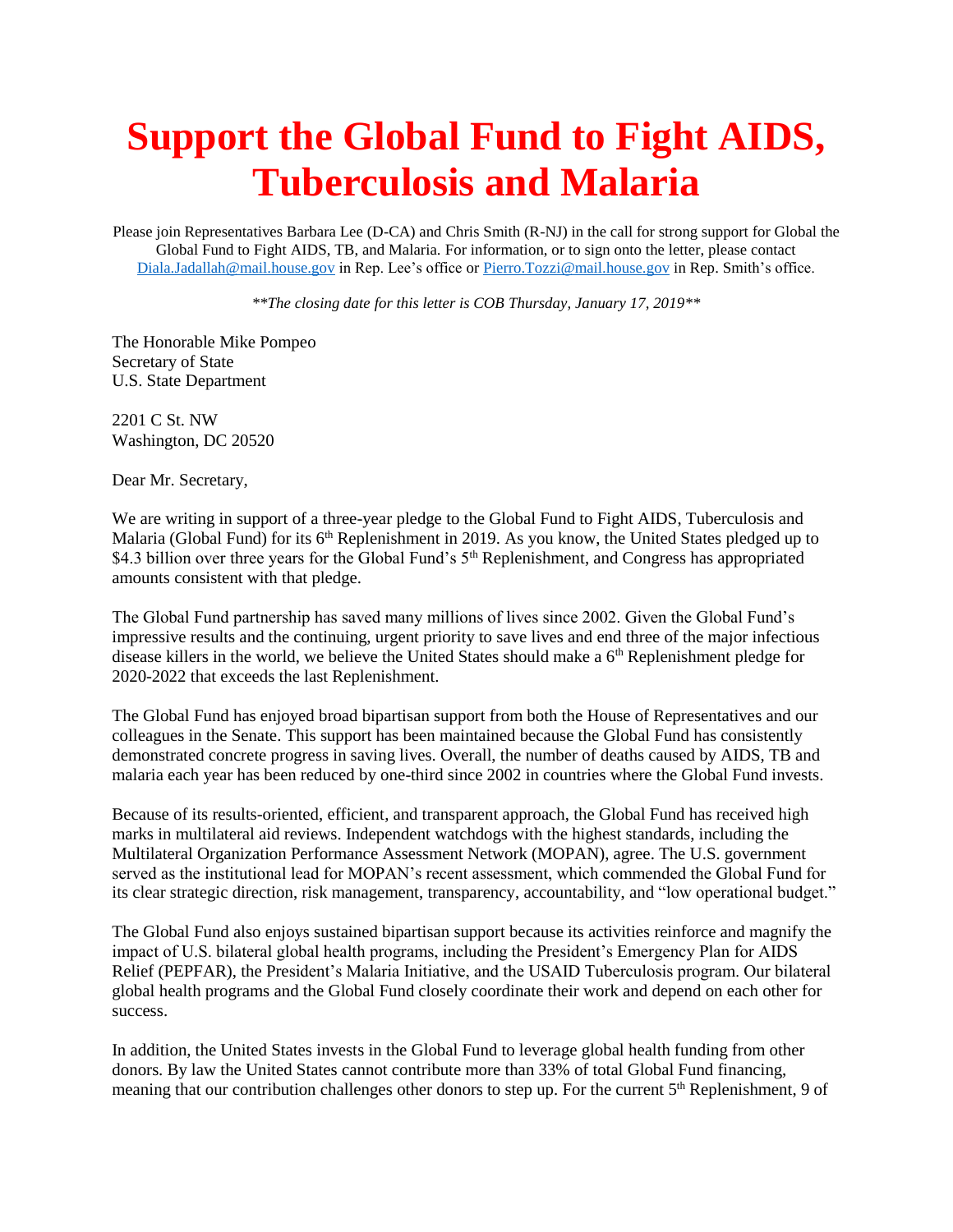# Support the Global Fund to Fight AIDS, Tuberculosis and Malaria

Please join Representatives Barbara Lee (D-CA) and Chris Smith (R-NJ) in the call for strong support for Global the Global Fund to Fight AIDS, TB, and Malaria. For information, or to sign onto the letter, please contact Diala.Jadallah@mail.house.gov in Rep. Lee's office or Pierro.Tozzi@mail.house.gov in Rep. Smith's office.

*\*\*The closing date for this letter is COB Thursday, January 17, 2019\*\**

The Honorable Mike Pompeo
Secretary of State
U.S. State Department

2201 C St. NW
Washington, DC 20520

Dear Mr. Secretary,

We are writing in support of a three-year pledge to the Global Fund to Fight AIDS, Tuberculosis and Malaria (Global Fund) for its 6th Replenishment in 2019. As you know, the United States pledged up to $4.3 billion over three years for the Global Fund's 5th Replenishment, and Congress has appropriated amounts consistent with that pledge.

The Global Fund partnership has saved many millions of lives since 2002. Given the Global Fund's impressive results and the continuing, urgent priority to save lives and end three of the major infectious disease killers in the world, we believe the United States should make a 6th Replenishment pledge for 2020-2022 that exceeds the last Replenishment.

The Global Fund has enjoyed broad bipartisan support from both the House of Representatives and our colleagues in the Senate. This support has been maintained because the Global Fund has consistently demonstrated concrete progress in saving lives. Overall, the number of deaths caused by AIDS, TB and malaria each year has been reduced by one-third since 2002 in countries where the Global Fund invests.

Because of its results-oriented, efficient, and transparent approach, the Global Fund has received high marks in multilateral aid reviews. Independent watchdogs with the highest standards, including the Multilateral Organization Performance Assessment Network (MOPAN), agree. The U.S. government served as the institutional lead for MOPAN's recent assessment, which commended the Global Fund for its clear strategic direction, risk management, transparency, accountability, and "low operational budget."

The Global Fund also enjoys sustained bipartisan support because its activities reinforce and magnify the impact of U.S. bilateral global health programs, including the President's Emergency Plan for AIDS Relief (PEPFAR), the President's Malaria Initiative, and the USAID Tuberculosis program. Our bilateral global health programs and the Global Fund closely coordinate their work and depend on each other for success.

In addition, the United States invests in the Global Fund to leverage global health funding from other donors. By law the United States cannot contribute more than 33% of total Global Fund financing, meaning that our contribution challenges other donors to step up. For the current 5th Replenishment, 9 of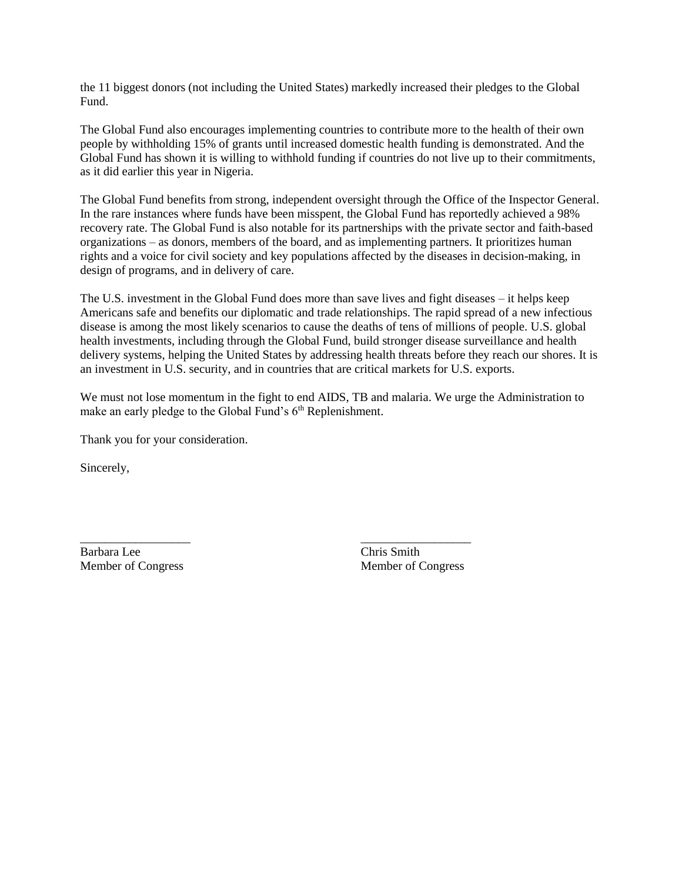the 11 biggest donors (not including the United States) markedly increased their pledges to the Global Fund.

The Global Fund also encourages implementing countries to contribute more to the health of their own people by withholding 15% of grants until increased domestic health funding is demonstrated. And the Global Fund has shown it is willing to withhold funding if countries do not live up to their commitments, as it did earlier this year in Nigeria.

The Global Fund benefits from strong, independent oversight through the Office of the Inspector General. In the rare instances where funds have been misspent, the Global Fund has reportedly achieved a 98% recovery rate. The Global Fund is also notable for its partnerships with the private sector and faith-based organizations – as donors, members of the board, and as implementing partners. It prioritizes human rights and a voice for civil society and key populations affected by the diseases in decision-making, in design of programs, and in delivery of care.

The U.S. investment in the Global Fund does more than save lives and fight diseases – it helps keep Americans safe and benefits our diplomatic and trade relationships. The rapid spread of a new infectious disease is among the most likely scenarios to cause the deaths of tens of millions of people. U.S. global health investments, including through the Global Fund, build stronger disease surveillance and health delivery systems, helping the United States by addressing health threats before they reach our shores. It is an investment in U.S. security, and in countries that are critical markets for U.S. exports.

We must not lose momentum in the fight to end AIDS, TB and malaria. We urge the Administration to make an early pledge to the Global Fund's 6th Replenishment.

Thank you for your consideration.

Sincerely,

__________________
Barbara Lee
Member of Congress

__________________
Chris Smith
Member of Congress